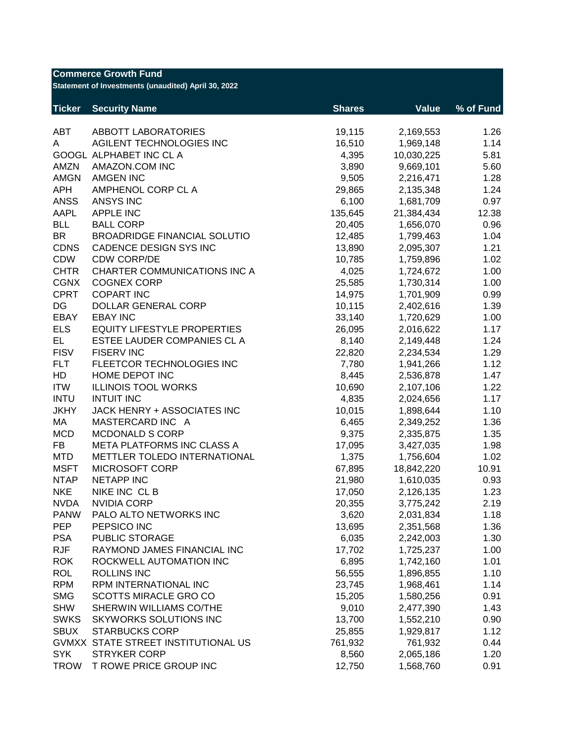**Commerce Growth Fund**

**Statement of Investments (unaudited) April 30, 2022**

| Ticker | Security Name | Shares | Value | % of Fund |
|---|---|---|---|---|
| ABT | ABBOTT LABORATORIES | 19,115 | 2,169,553 | 1.26 |
| A | AGILENT TECHNOLOGIES INC | 16,510 | 1,969,148 | 1.14 |
| GOOGL | ALPHABET INC CL A | 4,395 | 10,030,225 | 5.81 |
| AMZN | AMAZON.COM INC | 3,890 | 9,669,101 | 5.60 |
| AMGN | AMGEN INC | 9,505 | 2,216,471 | 1.28 |
| APH | AMPHENOL CORP CL A | 29,865 | 2,135,348 | 1.24 |
| ANSS | ANSYS INC | 6,100 | 1,681,709 | 0.97 |
| AAPL | APPLE INC | 135,645 | 21,384,434 | 12.38 |
| BLL | BALL CORP | 20,405 | 1,656,070 | 0.96 |
| BR | BROADRIDGE FINANCIAL SOLUTIO | 12,485 | 1,799,463 | 1.04 |
| CDNS | CADENCE DESIGN SYS INC | 13,890 | 2,095,307 | 1.21 |
| CDW | CDW CORP/DE | 10,785 | 1,759,896 | 1.02 |
| CHTR | CHARTER COMMUNICATIONS INC A | 4,025 | 1,724,672 | 1.00 |
| CGNX | COGNEX CORP | 25,585 | 1,730,314 | 1.00 |
| CPRT | COPART INC | 14,975 | 1,701,909 | 0.99 |
| DG | DOLLAR GENERAL CORP | 10,115 | 2,402,616 | 1.39 |
| EBAY | EBAY INC | 33,140 | 1,720,629 | 1.00 |
| ELS | EQUITY LIFESTYLE PROPERTIES | 26,095 | 2,016,622 | 1.17 |
| EL | ESTEE LAUDER COMPANIES CL A | 8,140 | 2,149,448 | 1.24 |
| FISV | FISERV INC | 22,820 | 2,234,534 | 1.29 |
| FLT | FLEETCOR TECHNOLOGIES INC | 7,780 | 1,941,266 | 1.12 |
| HD | HOME DEPOT INC | 8,445 | 2,536,878 | 1.47 |
| ITW | ILLINOIS TOOL WORKS | 10,690 | 2,107,106 | 1.22 |
| INTU | INTUIT INC | 4,835 | 2,024,656 | 1.17 |
| JKHY | JACK HENRY + ASSOCIATES INC | 10,015 | 1,898,644 | 1.10 |
| MA | MASTERCARD INC A | 6,465 | 2,349,252 | 1.36 |
| MCD | MCDONALD S CORP | 9,375 | 2,335,875 | 1.35 |
| FB | META PLATFORMS INC CLASS A | 17,095 | 3,427,035 | 1.98 |
| MTD | METTLER TOLEDO INTERNATIONAL | 1,375 | 1,756,604 | 1.02 |
| MSFT | MICROSOFT CORP | 67,895 | 18,842,220 | 10.91 |
| NTAP | NETAPP INC | 21,980 | 1,610,035 | 0.93 |
| NKE | NIKE INC CL B | 17,050 | 2,126,135 | 1.23 |
| NVDA | NVIDIA CORP | 20,355 | 3,775,242 | 2.19 |
| PANW | PALO ALTO NETWORKS INC | 3,620 | 2,031,834 | 1.18 |
| PEP | PEPSICO INC | 13,695 | 2,351,568 | 1.36 |
| PSA | PUBLIC STORAGE | 6,035 | 2,242,003 | 1.30 |
| RJF | RAYMOND JAMES FINANCIAL INC | 17,702 | 1,725,237 | 1.00 |
| ROK | ROCKWELL AUTOMATION INC | 6,895 | 1,742,160 | 1.01 |
| ROL | ROLLINS INC | 56,555 | 1,896,855 | 1.10 |
| RPM | RPM INTERNATIONAL INC | 23,745 | 1,968,461 | 1.14 |
| SMG | SCOTTS MIRACLE GRO CO | 15,205 | 1,580,256 | 0.91 |
| SHW | SHERWIN WILLIAMS CO/THE | 9,010 | 2,477,390 | 1.43 |
| SWKS | SKYWORKS SOLUTIONS INC | 13,700 | 1,552,210 | 0.90 |
| SBUX | STARBUCKS CORP | 25,855 | 1,929,817 | 1.12 |
| GVMXX | STATE STREET INSTITUTIONAL US | 761,932 | 761,932 | 0.44 |
| SYK | STRYKER CORP | 8,560 | 2,065,186 | 1.20 |
| TROW | T ROWE PRICE GROUP INC | 12,750 | 1,568,760 | 0.91 |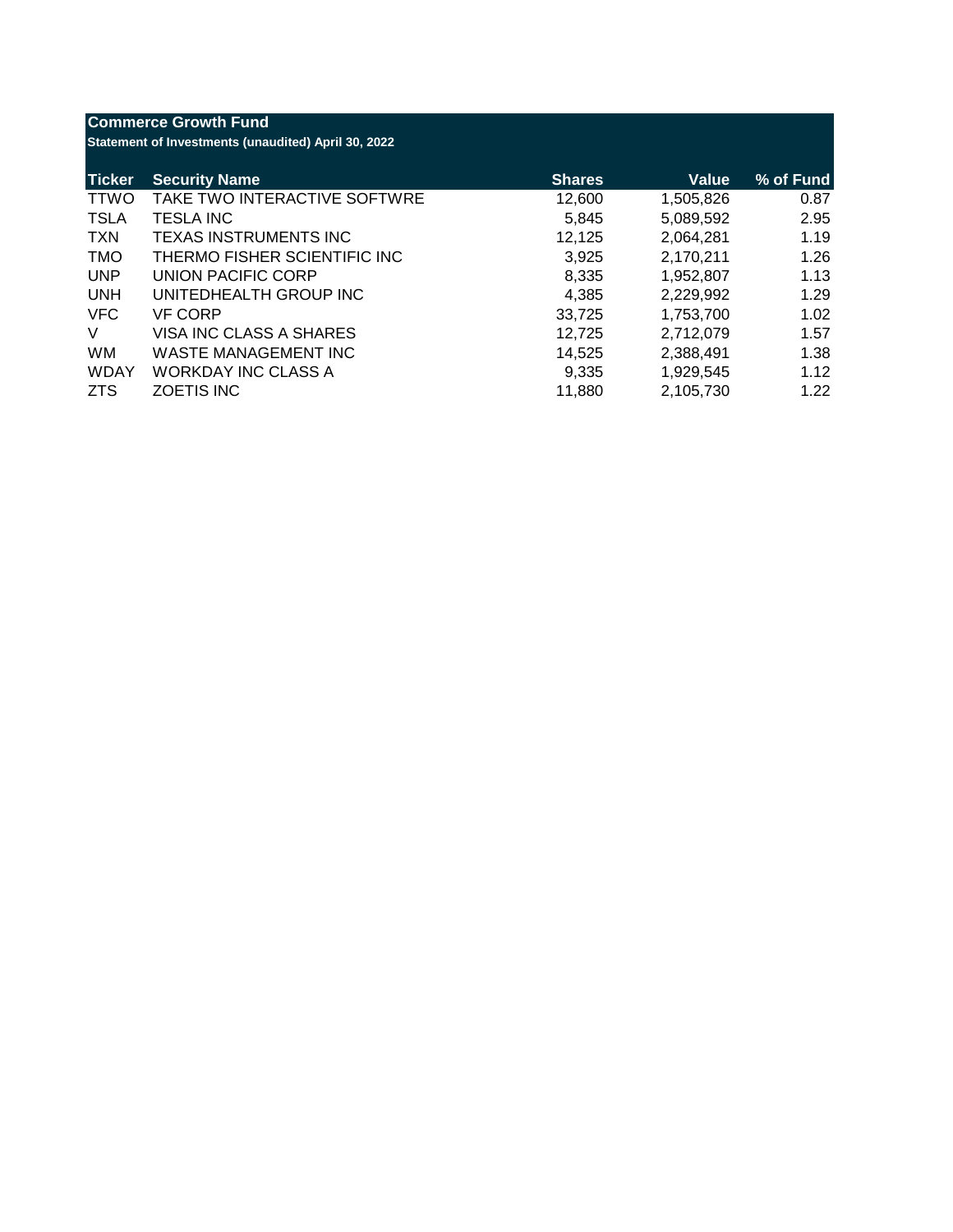**Commerce Growth Fund**

**Statement of Investments (unaudited) April 30, 2022**

| Ticker | Security Name | Shares | Value | % of Fund |
|---|---|---|---|---|
| TTWO | TAKE TWO INTERACTIVE SOFTWRE | 12,600 | 1,505,826 | 0.87 |
| TSLA | TESLA INC | 5,845 | 5,089,592 | 2.95 |
| TXN | TEXAS INSTRUMENTS INC | 12,125 | 2,064,281 | 1.19 |
| TMO | THERMO FISHER SCIENTIFIC INC | 3,925 | 2,170,211 | 1.26 |
| UNP | UNION PACIFIC CORP | 8,335 | 1,952,807 | 1.13 |
| UNH | UNITEDHEALTH GROUP INC | 4,385 | 2,229,992 | 1.29 |
| VFC | VF CORP | 33,725 | 1,753,700 | 1.02 |
| V | VISA INC CLASS A SHARES | 12,725 | 2,712,079 | 1.57 |
| WM | WASTE MANAGEMENT INC | 14,525 | 2,388,491 | 1.38 |
| WDAY | WORKDAY INC CLASS A | 9,335 | 1,929,545 | 1.12 |
| ZTS | ZOETIS INC | 11,880 | 2,105,730 | 1.22 |